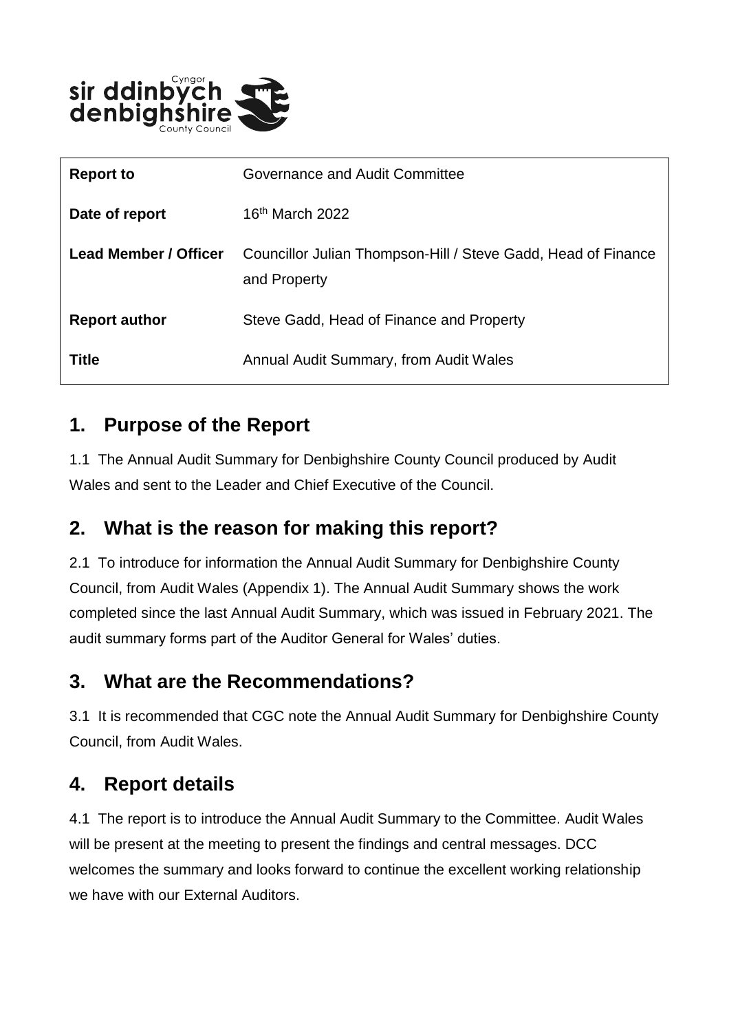| Report to | Governance and Audit Committee |
|---|---|
| Date of report | 16th March 2022 |
| Lead Member / Officer | Councillor Julian Thompson-Hill / Steve Gadd, Head of Finance and Property |
| Report author | Steve Gadd, Head of Finance and Property |
| Title | Annual Audit Summary, from Audit Wales |

## 1. Purpose of the Report

1.1 The Annual Audit Summary for Denbighshire County Council produced by Audit Wales and sent to the Leader and Chief Executive of the Council.

## 2. What is the reason for making this report?

2.1 To introduce for information the Annual Audit Summary for Denbighshire County Council, from Audit Wales (Appendix 1). The Annual Audit Summary shows the work completed since the last Annual Audit Summary, which was issued in February 2021. The audit summary forms part of the Auditor General for Wales' duties.

## 3. What are the Recommendations?

3.1 It is recommended that CGC note the Annual Audit Summary for Denbighshire County Council, from Audit Wales.

## 4. Report details

4.1 The report is to introduce the Annual Audit Summary to the Committee. Audit Wales will be present at the meeting to present the findings and central messages. DCC welcomes the summary and looks forward to continue the excellent working relationship we have with our External Auditors.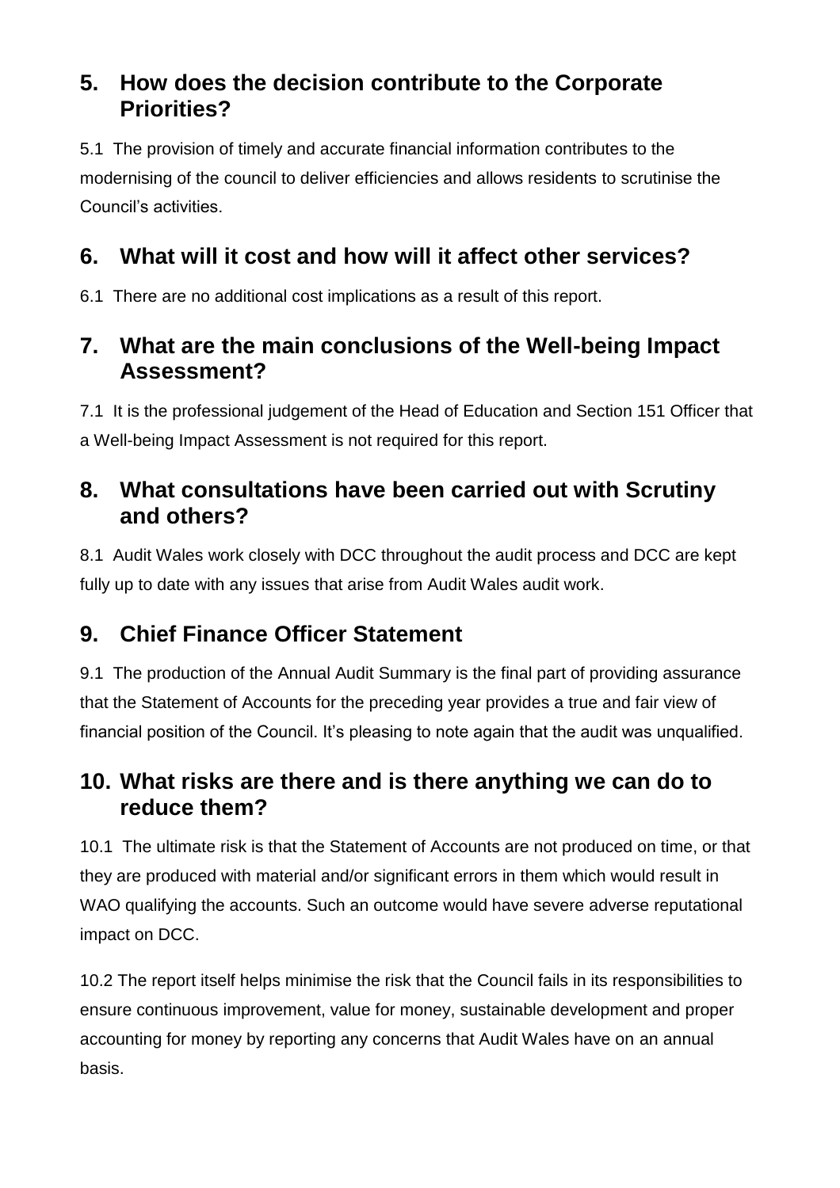## 5. How does the decision contribute to the Corporate Priorities?

5.1 The provision of timely and accurate financial information contributes to the modernising of the council to deliver efficiencies and allows residents to scrutinise the Council's activities.

## 6. What will it cost and how will it affect other services?

6.1 There are no additional cost implications as a result of this report.

## 7. What are the main conclusions of the Well-being Impact Assessment?

7.1 It is the professional judgement of the Head of Education and Section 151 Officer that a Well-being Impact Assessment is not required for this report.

## 8. What consultations have been carried out with Scrutiny and others?

8.1 Audit Wales work closely with DCC throughout the audit process and DCC are kept fully up to date with any issues that arise from Audit Wales audit work.

## 9. Chief Finance Officer Statement

9.1 The production of the Annual Audit Summary is the final part of providing assurance that the Statement of Accounts for the preceding year provides a true and fair view of financial position of the Council. It's pleasing to note again that the audit was unqualified.

## 10. What risks are there and is there anything we can do to reduce them?

10.1 The ultimate risk is that the Statement of Accounts are not produced on time, or that they are produced with material and/or significant errors in them which would result in WAO qualifying the accounts. Such an outcome would have severe adverse reputational impact on DCC.

10.2 The report itself helps minimise the risk that the Council fails in its responsibilities to ensure continuous improvement, value for money, sustainable development and proper accounting for money by reporting any concerns that Audit Wales have on an annual basis.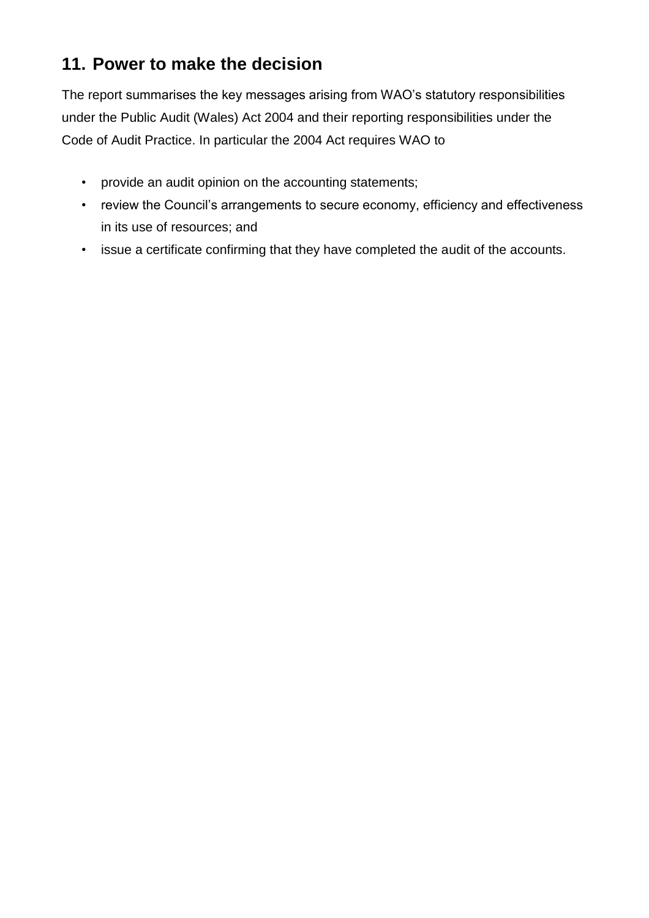## 11. Power to make the decision

The report summarises the key messages arising from WAO's statutory responsibilities under the Public Audit (Wales) Act 2004 and their reporting responsibilities under the Code of Audit Practice. In particular the 2004 Act requires WAO to

- provide an audit opinion on the accounting statements;
- review the Council's arrangements to secure economy, efficiency and effectiveness in its use of resources; and
- issue a certificate confirming that they have completed the audit of the accounts.